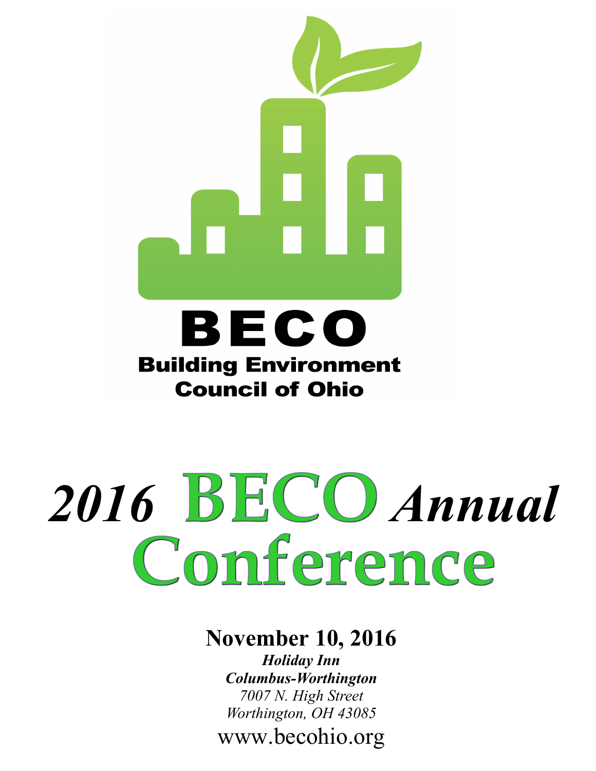# BECO

**Building Environment Council of Ohio**

# *2016* BECO *Annual* Conference

## November 10, 2016

***Holiday Inn***
***Columbus-Worthington***
*7007 N. High Street*
*Worthington, OH 43085*

www.becohio.org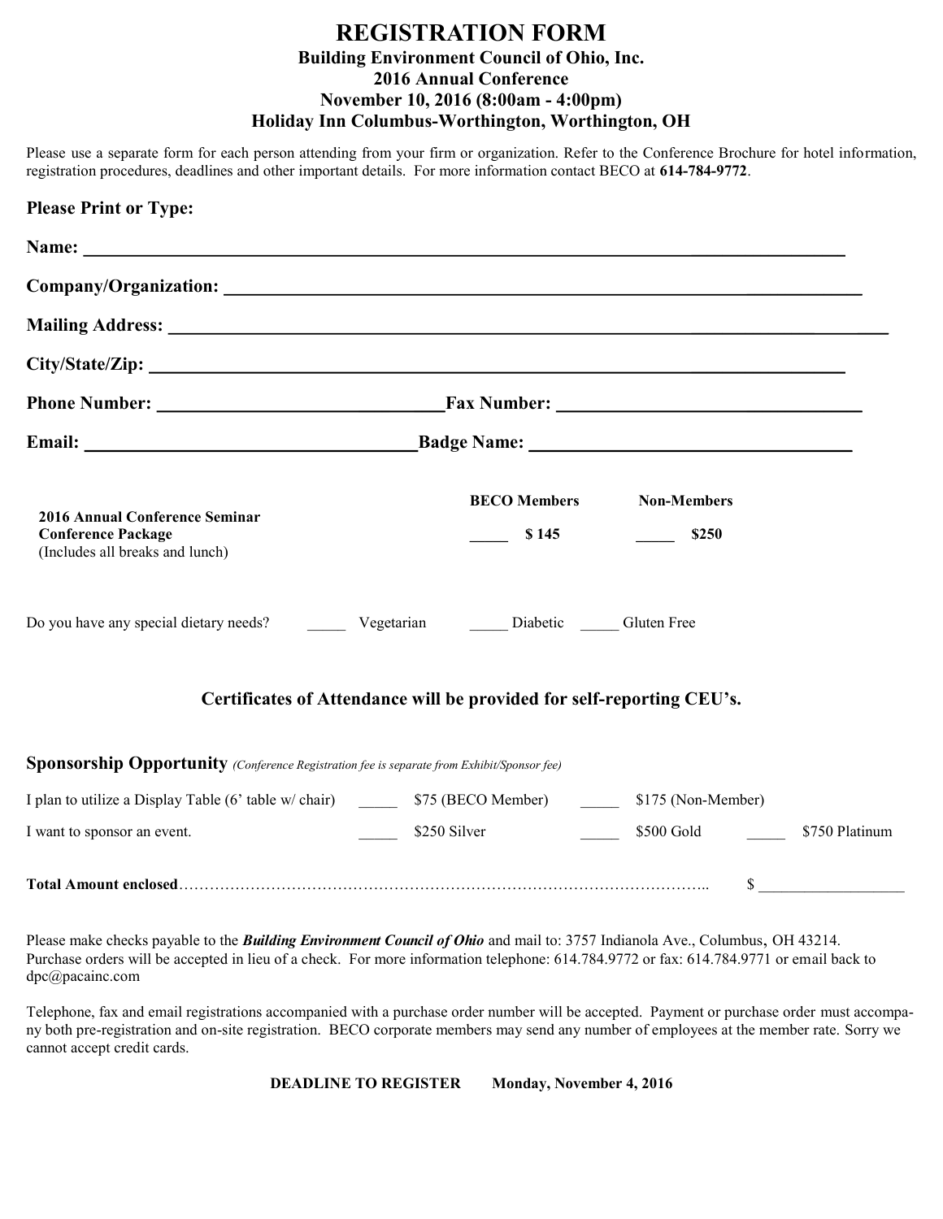# REGISTRATION FORM

**Building Environment Council of Ohio, Inc.**
**2016 Annual Conference**
**November 10, 2016 (8:00am - 4:00pm)**
**Holiday Inn Columbus-Worthington, Worthington, OH**

Please use a separate form for each person attending from your firm or organization. Refer to the Conference Brochure for hotel information, registration procedures, deadlines and other important details. For more information contact BECO at **614-784-9772**.

**Please Print or Type:**

**Name:** ______________________________________________

**Company/Organization:** ______________________________________________

**Mailing Address:** ______________________________________________

**City/State/Zip:** ______________________________________________

**Phone Number:** ____________________ **Fax Number:** ____________________

**Email:** ____________________ **Badge Name:** ____________________

| | BECO Members | Non-Members |
|---|---|---|
| **2016 Annual Conference Seminar** **Conference Package** (Includes all breaks and lunch) | _____ **$ 145** | _____ **$250** |

Do you have any special dietary needs? _____ Vegetarian _____ Diabetic _____ Gluten Free

**Certificates of Attendance will be provided for self-reporting CEU's.**

**Sponsorship Opportunity** *(Conference Registration fee is separate from Exhibit/Sponsor fee)*

I plan to utilize a Display Table (6' table w/ chair) _____ $75 (BECO Member) _____ $175 (Non-Member)

I want to sponsor an event. _____ $250 Silver _____ $500 Gold _____ $750 Platinum

**Total Amount enclosed**………………………………………………………………………………………….. $ __________________

Please make checks payable to the ***Building Environment Council of Ohio*** and mail to: 3757 Indianola Ave., Columbus, OH 43214. Purchase orders will be accepted in lieu of a check. For more information telephone: 614.784.9772 or fax: 614.784.9771 or email back to dpc@pacainc.com

Telephone, fax and email registrations accompanied with a purchase order number will be accepted. Payment or purchase order must accompany both pre-registration and on-site registration. BECO corporate members may send any number of employees at the member rate. Sorry we cannot accept credit cards.

**DEADLINE TO REGISTER Monday, November 4, 2016**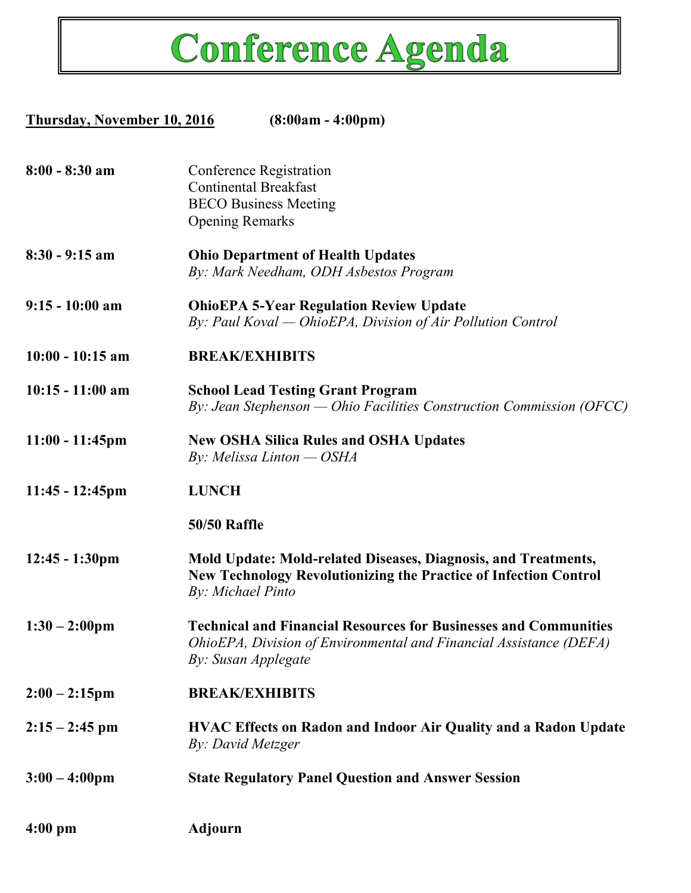# Conference Agenda

**Thursday, November 10, 2016** **(8:00am - 4:00pm)**

| | |
|---|---|
| **8:00 - 8:30 am** | Conference Registration<br>Continental Breakfast<br>BECO Business Meeting<br>Opening Remarks |
| **8:30 - 9:15 am** | **Ohio Department of Health Updates**<br>*By: Mark Needham, ODH Asbestos Program* |
| **9:15 - 10:00 am** | **OhioEPA 5-Year Regulation Review Update**<br>*By: Paul Koval — OhioEPA, Division of Air Pollution Control* |
| **10:00 - 10:15 am** | **BREAK/EXHIBITS** |
| **10:15 - 11:00 am** | **School Lead Testing Grant Program**<br>*By: Jean Stephenson — Ohio Facilities Construction Commission (OFCC)* |
| **11:00 - 11:45pm** | **New OSHA Silica Rules and OSHA Updates**<br>*By: Melissa Linton — OSHA* |
| **11:45 - 12:45pm** | **LUNCH**<br><br>**50/50 Raffle** |
| **12:45 - 1:30pm** | **Mold Update: Mold-related Diseases, Diagnosis, and Treatments, New Technology Revolutionizing the Practice of Infection Control**<br>*By: Michael Pinto* |
| **1:30 – 2:00pm** | **Technical and Financial Resources for Businesses and Communities**<br>*OhioEPA, Division of Environmental and Financial Assistance (DEFA)*<br>*By: Susan Applegate* |
| **2:00 – 2:15pm** | **BREAK/EXHIBITS** |
| **2:15 – 2:45 pm** | **HVAC Effects on Radon and Indoor Air Quality and a Radon Update**<br>*By: David Metzger* |
| **3:00 – 4:00pm** | **State Regulatory Panel Question and Answer Session** |
| **4:00 pm** | **Adjourn** |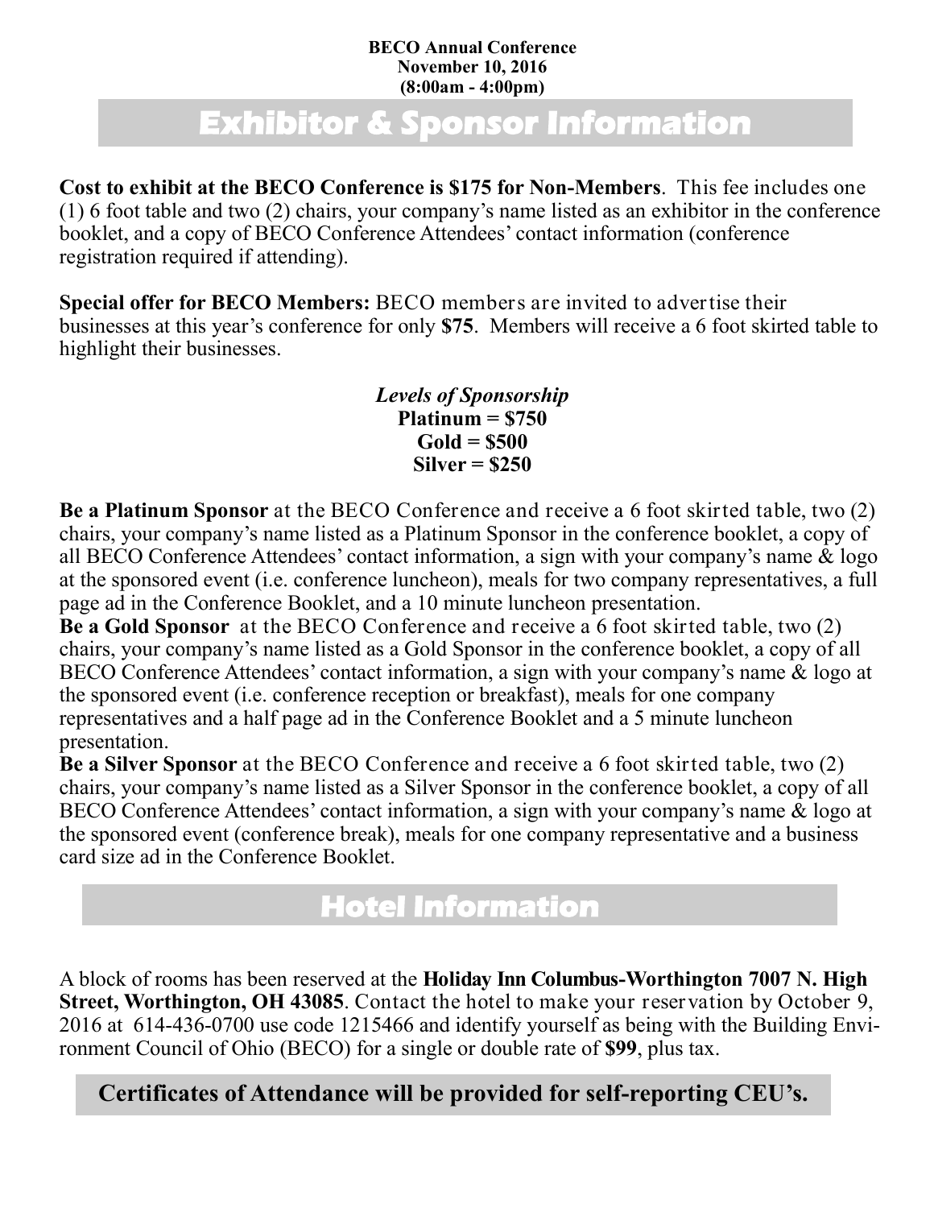**BECO Annual Conference**
**November 10, 2016**
**(8:00am - 4:00pm)**

## Exhibitor & Sponsor Information

**Cost to exhibit at the BECO Conference is $175 for Non-Members**. This fee includes one (1) 6 foot table and two (2) chairs, your company's name listed as an exhibitor in the conference booklet, and a copy of BECO Conference Attendees' contact information (conference registration required if attending).

**Special offer for BECO Members:** BECO members are invited to advertise their businesses at this year's conference for only **$75**. Members will receive a 6 foot skirted table to highlight their businesses.

***Levels of Sponsorship***
**Platinum = $750**
**Gold = $500**
**Silver = $250**

**Be a Platinum Sponsor** at the BECO Conference and receive a 6 foot skirted table, two (2) chairs, your company's name listed as a Platinum Sponsor in the conference booklet, a copy of all BECO Conference Attendees' contact information, a sign with your company's name & logo at the sponsored event (i.e. conference luncheon), meals for two company representatives, a full page ad in the Conference Booklet, and a 10 minute luncheon presentation.

**Be a Gold Sponsor** at the BECO Conference and receive a 6 foot skirted table, two (2) chairs, your company's name listed as a Gold Sponsor in the conference booklet, a copy of all BECO Conference Attendees' contact information, a sign with your company's name & logo at the sponsored event (i.e. conference reception or breakfast), meals for one company representatives and a half page ad in the Conference Booklet and a 5 minute luncheon presentation.

**Be a Silver Sponsor** at the BECO Conference and receive a 6 foot skirted table, two (2) chairs, your company's name listed as a Silver Sponsor in the conference booklet, a copy of all BECO Conference Attendees' contact information, a sign with your company's name & logo at the sponsored event (conference break), meals for one company representative and a business card size ad in the Conference Booklet.

## Hotel Information

A block of rooms has been reserved at the **Holiday Inn Columbus-Worthington 7007 N. High Street, Worthington, OH 43085**. Contact the hotel to make your reservation by October 9, 2016 at 614-436-0700 use code 1215466 and identify yourself as being with the Building Environment Council of Ohio (BECO) for a single or double rate of **$99**, plus tax.

**Certificates of Attendance will be provided for self-reporting CEU's.**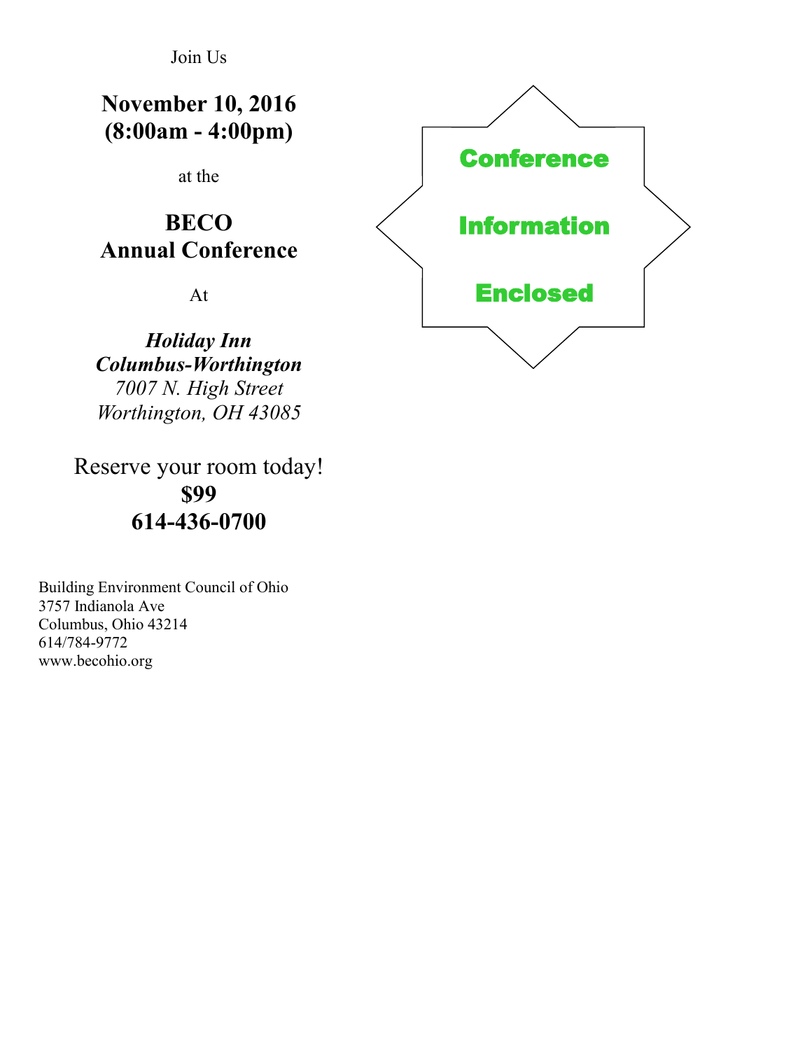Join Us

**November 10, 2016**
**(8:00am - 4:00pm)**

at the

**BECO**
**Annual Conference**

At

***Holiday Inn***
***Columbus-Worthington***
*7007 N. High Street*
*Worthington, OH 43085*

Reserve your room today!
**$99**
**614-436-0700**

Building Environment Council of Ohio
3757 Indianola Ave
Columbus, Ohio 43214
614/784-9772
www.becohio.org

**Conference**

**Information**

**Enclosed**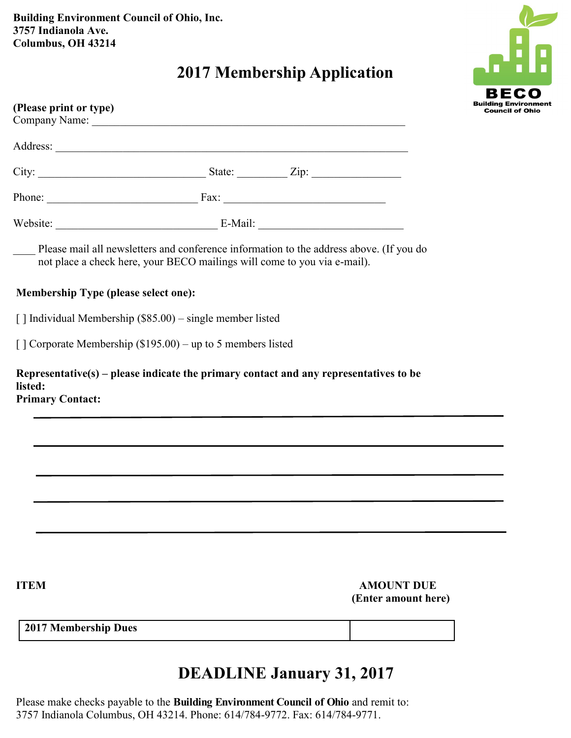**Building Environment Council of Ohio, Inc.**
**3757 Indianola Ave.**
**Columbus, OH 43214**

BECO
Building Environment Council of Ohio

# 2017 Membership Application

**(Please print or type)**

Company Name: ____________________________________________________________

Address: ________________________________________________________________

City: ______________________________ State: ________ Zip: _______________

Phone: ___________________________ Fax: _____________________________

Website: _____________________________ E-Mail: __________________________

____ Please mail all newsletters and conference information to the address above. (If you do not place a check here, your BECO mailings will come to you via e-mail).

**Membership Type (please select one):**

[ ] Individual Membership ($85.00) – single member listed

[ ] Corporate Membership ($195.00) – up to 5 members listed

**Representative(s) – please indicate the primary contact and any representatives to be listed:**
**Primary Contact:**

______________________________________________________________________

______________________________________________________________________

______________________________________________________________________

______________________________________________________________________

______________________________________________________________________

| ITEM | AMOUNT DUE (Enter amount here) |
|---|---|
| **2017 Membership Dues** | |

## DEADLINE January 31, 2017

Please make checks payable to the **Building Environment Council of Ohio** and remit to: 3757 Indianola Columbus, OH 43214. Phone: 614/784-9772. Fax: 614/784-9771.